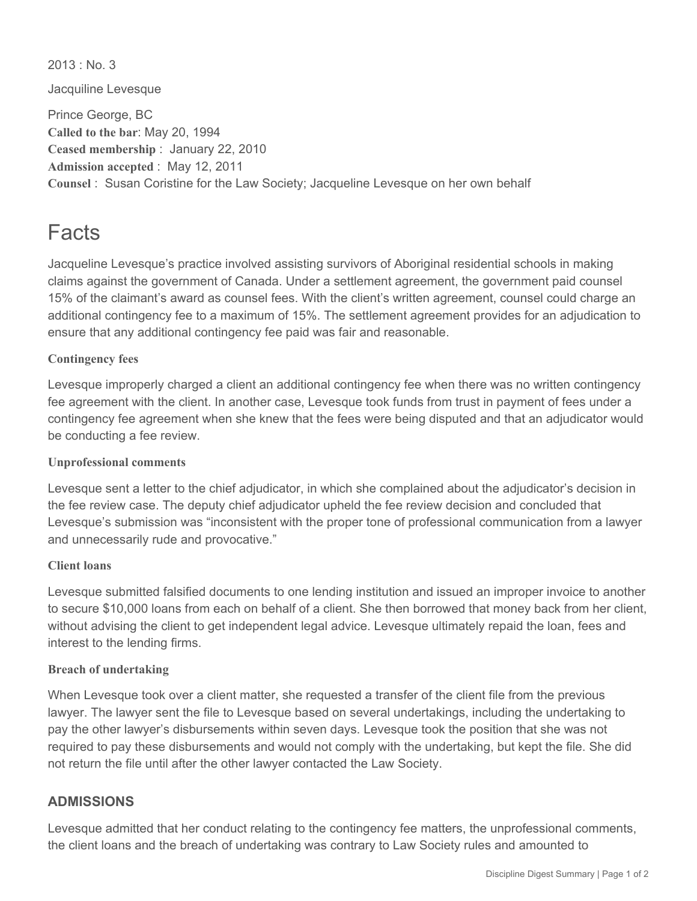2013 : No. 3

Jacquiline Levesque

Prince George, BC
**Called to the bar**: May 20, 1994
**Ceased membership** : January 22, 2010
**Admission accepted** : May 12, 2011
**Counsel** : Susan Coristine for the Law Society; Jacqueline Levesque on her own behalf

# Facts

Jacqueline Levesque's practice involved assisting survivors of Aboriginal residential schools in making claims against the government of Canada. Under a settlement agreement, the government paid counsel 15% of the claimant's award as counsel fees. With the client's written agreement, counsel could charge an additional contingency fee to a maximum of 15%. The settlement agreement provides for an adjudication to ensure that any additional contingency fee paid was fair and reasonable.

### Contingency fees

Levesque improperly charged a client an additional contingency fee when there was no written contingency fee agreement with the client. In another case, Levesque took funds from trust in payment of fees under a contingency fee agreement when she knew that the fees were being disputed and that an adjudicator would be conducting a fee review.

### Unprofessional comments

Levesque sent a letter to the chief adjudicator, in which she complained about the adjudicator's decision in the fee review case. The deputy chief adjudicator upheld the fee review decision and concluded that Levesque's submission was "inconsistent with the proper tone of professional communication from a lawyer and unnecessarily rude and provocative."

### Client loans

Levesque submitted falsified documents to one lending institution and issued an improper invoice to another to secure $10,000 loans from each on behalf of a client. She then borrowed that money back from her client, without advising the client to get independent legal advice. Levesque ultimately repaid the loan, fees and interest to the lending firms.

### Breach of undertaking

When Levesque took over a client matter, she requested a transfer of the client file from the previous lawyer. The lawyer sent the file to Levesque based on several undertakings, including the undertaking to pay the other lawyer's disbursements within seven days. Levesque took the position that she was not required to pay these disbursements and would not comply with the undertaking, but kept the file. She did not return the file until after the other lawyer contacted the Law Society.

## ADMISSIONS

Levesque admitted that her conduct relating to the contingency fee matters, the unprofessional comments, the client loans and the breach of undertaking was contrary to Law Society rules and amounted to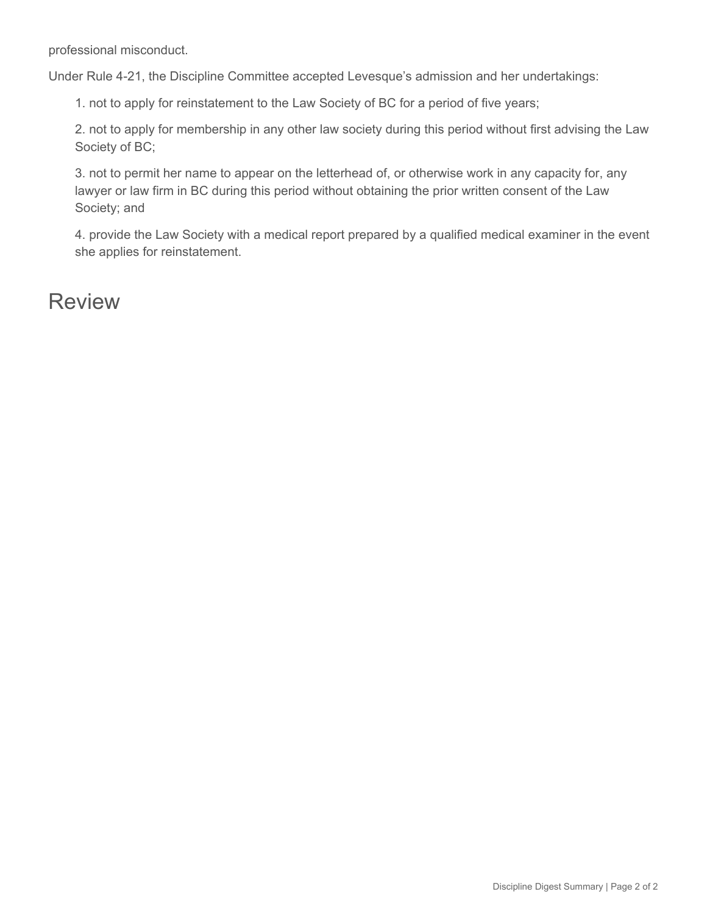professional misconduct.

Under Rule 4-21, the Discipline Committee accepted Levesque's admission and her undertakings:

1. not to apply for reinstatement to the Law Society of BC for a period of five years;

2. not to apply for membership in any other law society during this period without first advising the Law Society of BC;

3. not to permit her name to appear on the letterhead of, or otherwise work in any capacity for, any lawyer or law firm in BC during this period without obtaining the prior written consent of the Law Society; and

4. provide the Law Society with a medical report prepared by a qualified medical examiner in the event she applies for reinstatement.

# Review